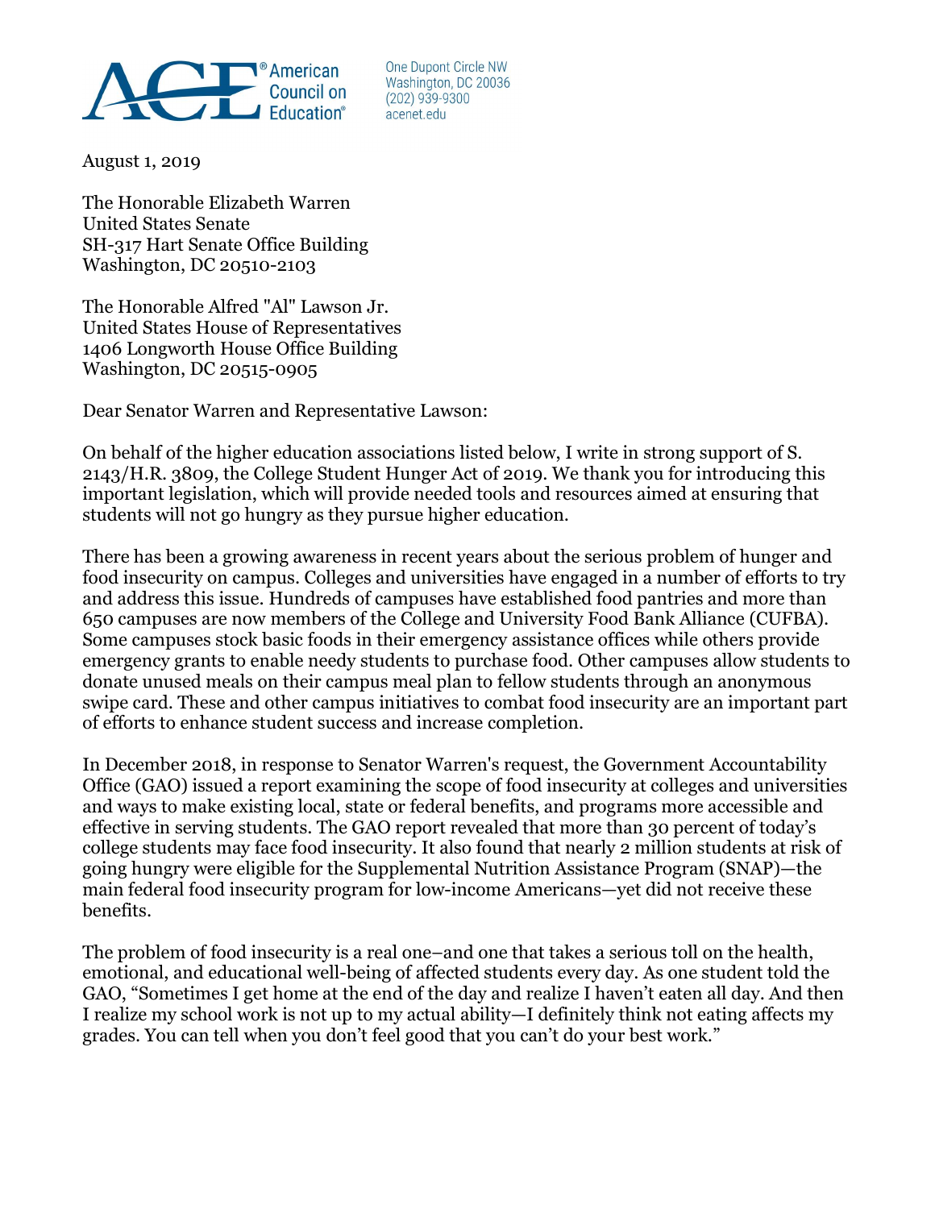American Council on Education®

One Dupont Circle NW
Washington, DC 20036
(202) 939-9300
acenet.edu

August 1, 2019

The Honorable Elizabeth Warren
United States Senate
SH-317 Hart Senate Office Building
Washington, DC 20510-2103

The Honorable Alfred "Al" Lawson Jr.
United States House of Representatives
1406 Longworth House Office Building
Washington, DC 20515-0905

Dear Senator Warren and Representative Lawson:

On behalf of the higher education associations listed below, I write in strong support of S. 2143/H.R. 3809, the College Student Hunger Act of 2019. We thank you for introducing this important legislation, which will provide needed tools and resources aimed at ensuring that students will not go hungry as they pursue higher education.

There has been a growing awareness in recent years about the serious problem of hunger and food insecurity on campus. Colleges and universities have engaged in a number of efforts to try and address this issue. Hundreds of campuses have established food pantries and more than 650 campuses are now members of the College and University Food Bank Alliance (CUFBA). Some campuses stock basic foods in their emergency assistance offices while others provide emergency grants to enable needy students to purchase food. Other campuses allow students to donate unused meals on their campus meal plan to fellow students through an anonymous swipe card. These and other campus initiatives to combat food insecurity are an important part of efforts to enhance student success and increase completion.

In December 2018, in response to Senator Warren's request, the Government Accountability Office (GAO) issued a report examining the scope of food insecurity at colleges and universities and ways to make existing local, state or federal benefits, and programs more accessible and effective in serving students. The GAO report revealed that more than 30 percent of today's college students may face food insecurity. It also found that nearly 2 million students at risk of going hungry were eligible for the Supplemental Nutrition Assistance Program (SNAP)—the main federal food insecurity program for low-income Americans—yet did not receive these benefits.

The problem of food insecurity is a real one–and one that takes a serious toll on the health, emotional, and educational well-being of affected students every day. As one student told the GAO, "Sometimes I get home at the end of the day and realize I haven't eaten all day. And then I realize my school work is not up to my actual ability—I definitely think not eating affects my grades. You can tell when you don't feel good that you can't do your best work."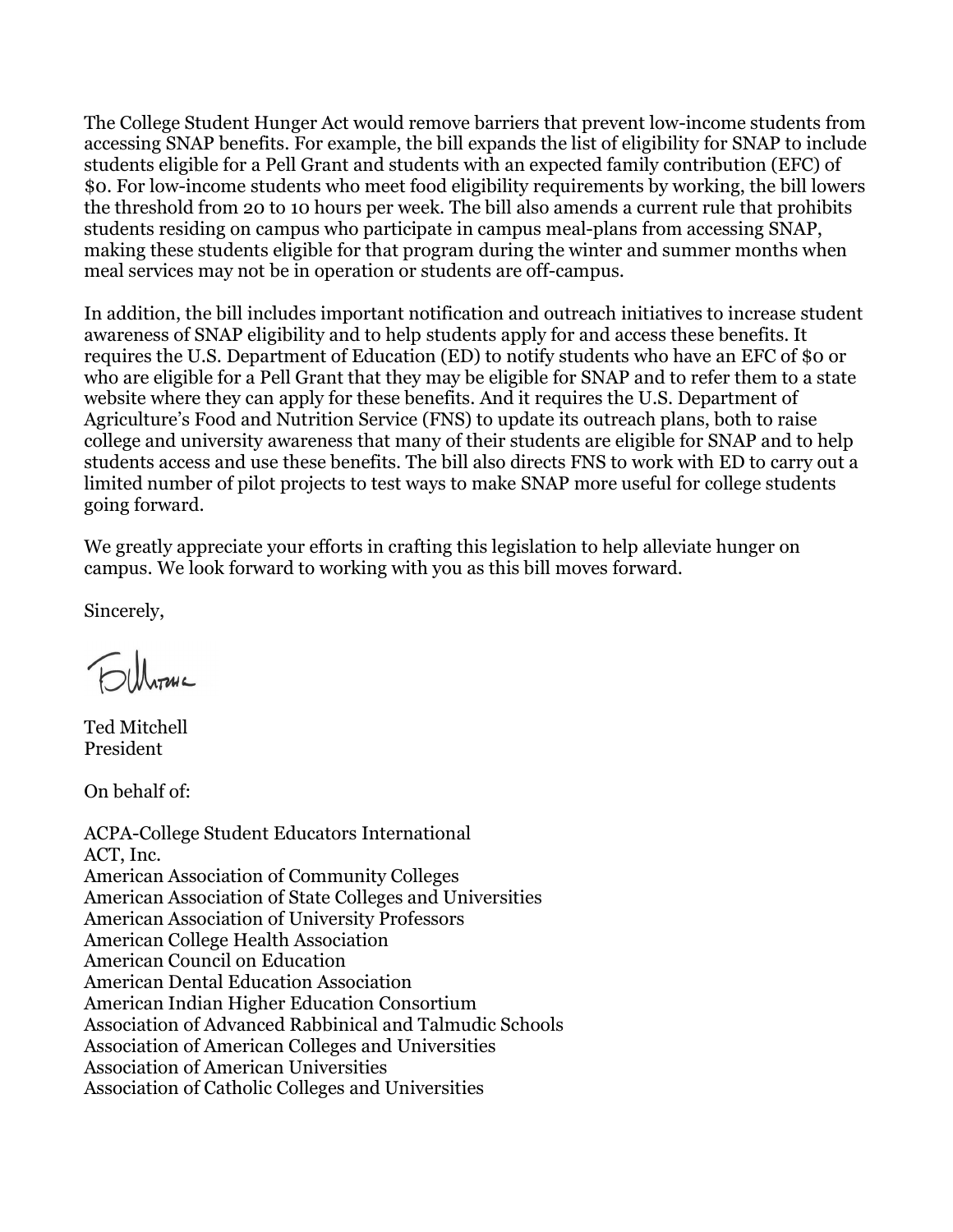The College Student Hunger Act would remove barriers that prevent low-income students from accessing SNAP benefits. For example, the bill expands the list of eligibility for SNAP to include students eligible for a Pell Grant and students with an expected family contribution (EFC) of $0. For low-income students who meet food eligibility requirements by working, the bill lowers the threshold from 20 to 10 hours per week. The bill also amends a current rule that prohibits students residing on campus who participate in campus meal-plans from accessing SNAP, making these students eligible for that program during the winter and summer months when meal services may not be in operation or students are off-campus.

In addition, the bill includes important notification and outreach initiatives to increase student awareness of SNAP eligibility and to help students apply for and access these benefits. It requires the U.S. Department of Education (ED) to notify students who have an EFC of $0 or who are eligible for a Pell Grant that they may be eligible for SNAP and to refer them to a state website where they can apply for these benefits. And it requires the U.S. Department of Agriculture's Food and Nutrition Service (FNS) to update its outreach plans, both to raise college and university awareness that many of their students are eligible for SNAP and to help students access and use these benefits. The bill also directs FNS to work with ED to carry out a limited number of pilot projects to test ways to make SNAP more useful for college students going forward.

We greatly appreciate your efforts in crafting this legislation to help alleviate hunger on campus. We look forward to working with you as this bill moves forward.

Sincerely,

Ted Mitchell
President

On behalf of:

ACPA-College Student Educators International
ACT, Inc.
American Association of Community Colleges
American Association of State Colleges and Universities
American Association of University Professors
American College Health Association
American Council on Education
American Dental Education Association
American Indian Higher Education Consortium
Association of Advanced Rabbinical and Talmudic Schools
Association of American Colleges and Universities
Association of American Universities
Association of Catholic Colleges and Universities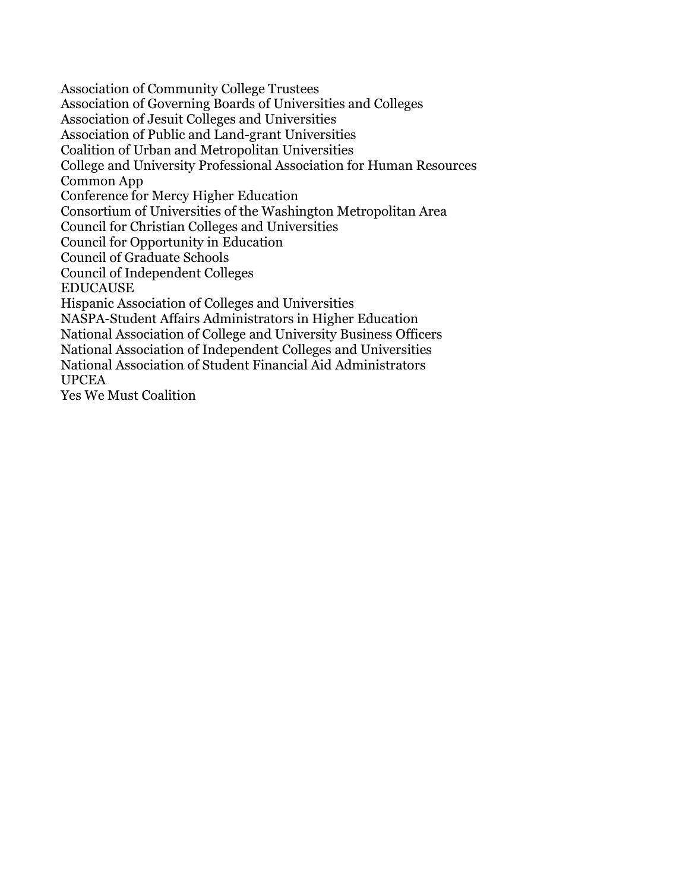Association of Community College Trustees
Association of Governing Boards of Universities and Colleges
Association of Jesuit Colleges and Universities
Association of Public and Land-grant Universities
Coalition of Urban and Metropolitan Universities
College and University Professional Association for Human Resources
Common App
Conference for Mercy Higher Education
Consortium of Universities of the Washington Metropolitan Area
Council for Christian Colleges and Universities
Council for Opportunity in Education
Council of Graduate Schools
Council of Independent Colleges
EDUCAUSE
Hispanic Association of Colleges and Universities
NASPA-Student Affairs Administrators in Higher Education
National Association of College and University Business Officers
National Association of Independent Colleges and Universities
National Association of Student Financial Aid Administrators
UPCEA
Yes We Must Coalition